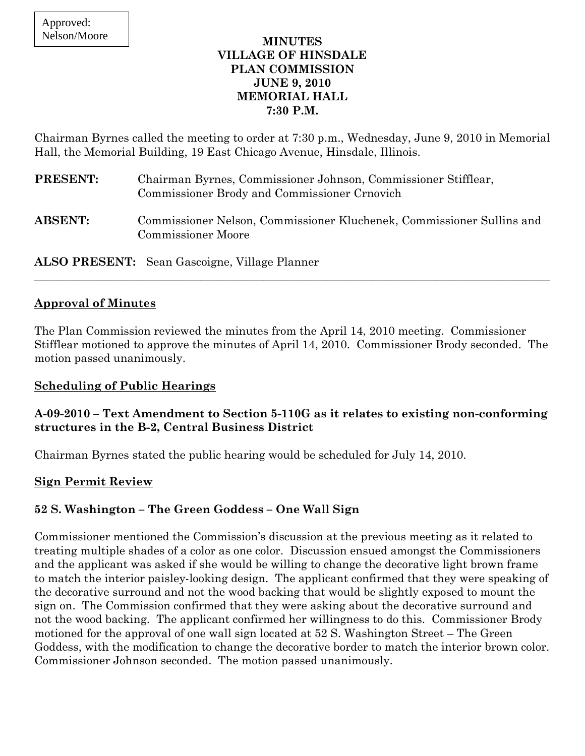Approved:
Nelson/Moore

# MINUTES
# VILLAGE OF HINSDALE
# PLAN COMMISSION
# JUNE 9, 2010
# MEMORIAL HALL
# 7:30 P.M.

Chairman Byrnes called the meeting to order at 7:30 p.m., Wednesday, June 9, 2010 in Memorial Hall, the Memorial Building, 19 East Chicago Avenue, Hinsdale, Illinois.

**PRESENT:** Chairman Byrnes, Commissioner Johnson, Commissioner Stifflear, Commissioner Brody and Commissioner Crnovich

**ABSENT:** Commissioner Nelson, Commissioner Kluchenek, Commissioner Sullins and Commissioner Moore

**ALSO PRESENT:** Sean Gascoigne, Village Planner

---

## Approval of Minutes

The Plan Commission reviewed the minutes from the April 14, 2010 meeting. Commissioner Stifflear motioned to approve the minutes of April 14, 2010. Commissioner Brody seconded. The motion passed unanimously.

## Scheduling of Public Hearings

### A-09-2010 – Text Amendment to Section 5-110G as it relates to existing non-conforming structures in the B-2, Central Business District

Chairman Byrnes stated the public hearing would be scheduled for July 14, 2010.

## Sign Permit Review

### 52 S. Washington – The Green Goddess – One Wall Sign

Commissioner mentioned the Commission's discussion at the previous meeting as it related to treating multiple shades of a color as one color. Discussion ensued amongst the Commissioners and the applicant was asked if she would be willing to change the decorative light brown frame to match the interior paisley-looking design. The applicant confirmed that they were speaking of the decorative surround and not the wood backing that would be slightly exposed to mount the sign on. The Commission confirmed that they were asking about the decorative surround and not the wood backing. The applicant confirmed her willingness to do this. Commissioner Brody motioned for the approval of one wall sign located at 52 S. Washington Street – The Green Goddess, with the modification to change the decorative border to match the interior brown color. Commissioner Johnson seconded. The motion passed unanimously.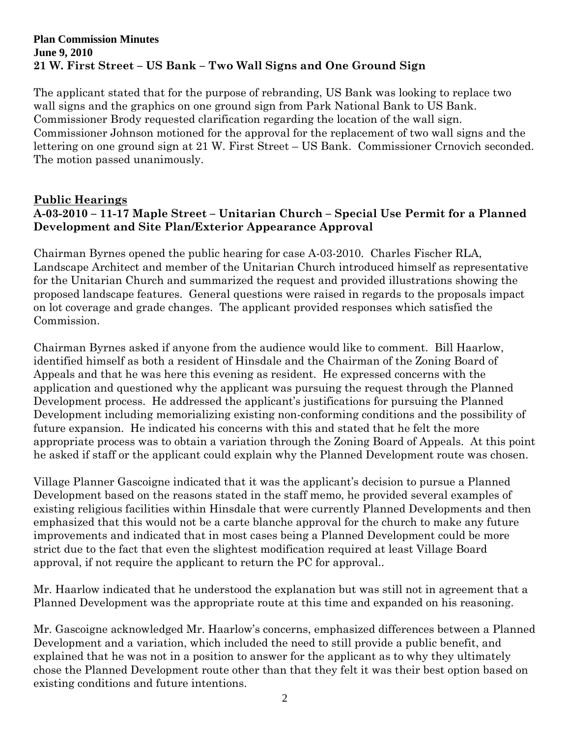**Plan Commission Minutes**
**June 9, 2010**
**21 W. First Street – US Bank – Two Wall Signs and One Ground Sign**

The applicant stated that for the purpose of rebranding, US Bank was looking to replace two wall signs and the graphics on one ground sign from Park National Bank to US Bank. Commissioner Brody requested clarification regarding the location of the wall sign. Commissioner Johnson motioned for the approval for the replacement of two wall signs and the lettering on one ground sign at 21 W. First Street – US Bank. Commissioner Crnovich seconded. The motion passed unanimously.

## Public Hearings

### A-03-2010 – 11-17 Maple Street – Unitarian Church – Special Use Permit for a Planned Development and Site Plan/Exterior Appearance Approval

Chairman Byrnes opened the public hearing for case A-03-2010. Charles Fischer RLA, Landscape Architect and member of the Unitarian Church introduced himself as representative for the Unitarian Church and summarized the request and provided illustrations showing the proposed landscape features. General questions were raised in regards to the proposals impact on lot coverage and grade changes. The applicant provided responses which satisfied the Commission.

Chairman Byrnes asked if anyone from the audience would like to comment. Bill Haarlow, identified himself as both a resident of Hinsdale and the Chairman of the Zoning Board of Appeals and that he was here this evening as resident. He expressed concerns with the application and questioned why the applicant was pursuing the request through the Planned Development process. He addressed the applicant's justifications for pursuing the Planned Development including memorializing existing non-conforming conditions and the possibility of future expansion. He indicated his concerns with this and stated that he felt the more appropriate process was to obtain a variation through the Zoning Board of Appeals. At this point he asked if staff or the applicant could explain why the Planned Development route was chosen.

Village Planner Gascoigne indicated that it was the applicant's decision to pursue a Planned Development based on the reasons stated in the staff memo, he provided several examples of existing religious facilities within Hinsdale that were currently Planned Developments and then emphasized that this would not be a carte blanche approval for the church to make any future improvements and indicated that in most cases being a Planned Development could be more strict due to the fact that even the slightest modification required at least Village Board approval, if not require the applicant to return the PC for approval..

Mr. Haarlow indicated that he understood the explanation but was still not in agreement that a Planned Development was the appropriate route at this time and expanded on his reasoning.

Mr. Gascoigne acknowledged Mr. Haarlow's concerns, emphasized differences between a Planned Development and a variation, which included the need to still provide a public benefit, and explained that he was not in a position to answer for the applicant as to why they ultimately chose the Planned Development route other than that they felt it was their best option based on existing conditions and future intentions.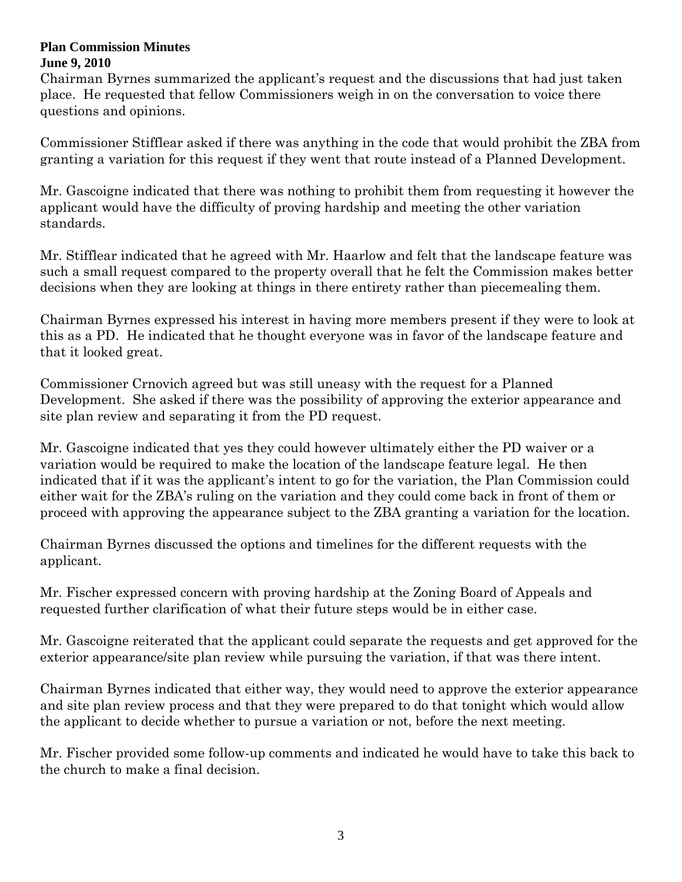Chairman Byrnes summarized the applicant's request and the discussions that had just taken place. He requested that fellow Commissioners weigh in on the conversation to voice there questions and opinions.

Commissioner Stifflear asked if there was anything in the code that would prohibit the ZBA from granting a variation for this request if they went that route instead of a Planned Development.

Mr. Gascoigne indicated that there was nothing to prohibit them from requesting it however the applicant would have the difficulty of proving hardship and meeting the other variation standards.

Mr. Stifflear indicated that he agreed with Mr. Haarlow and felt that the landscape feature was such a small request compared to the property overall that he felt the Commission makes better decisions when they are looking at things in there entirety rather than piecemealing them.

Chairman Byrnes expressed his interest in having more members present if they were to look at this as a PD. He indicated that he thought everyone was in favor of the landscape feature and that it looked great.

Commissioner Crnovich agreed but was still uneasy with the request for a Planned Development. She asked if there was the possibility of approving the exterior appearance and site plan review and separating it from the PD request.

Mr. Gascoigne indicated that yes they could however ultimately either the PD waiver or a variation would be required to make the location of the landscape feature legal. He then indicated that if it was the applicant's intent to go for the variation, the Plan Commission could either wait for the ZBA's ruling on the variation and they could come back in front of them or proceed with approving the appearance subject to the ZBA granting a variation for the location.

Chairman Byrnes discussed the options and timelines for the different requests with the applicant.

Mr. Fischer expressed concern with proving hardship at the Zoning Board of Appeals and requested further clarification of what their future steps would be in either case.

Mr. Gascoigne reiterated that the applicant could separate the requests and get approved for the exterior appearance/site plan review while pursuing the variation, if that was there intent.

Chairman Byrnes indicated that either way, they would need to approve the exterior appearance and site plan review process and that they were prepared to do that tonight which would allow the applicant to decide whether to pursue a variation or not, before the next meeting.

Mr. Fischer provided some follow-up comments and indicated he would have to take this back to the church to make a final decision.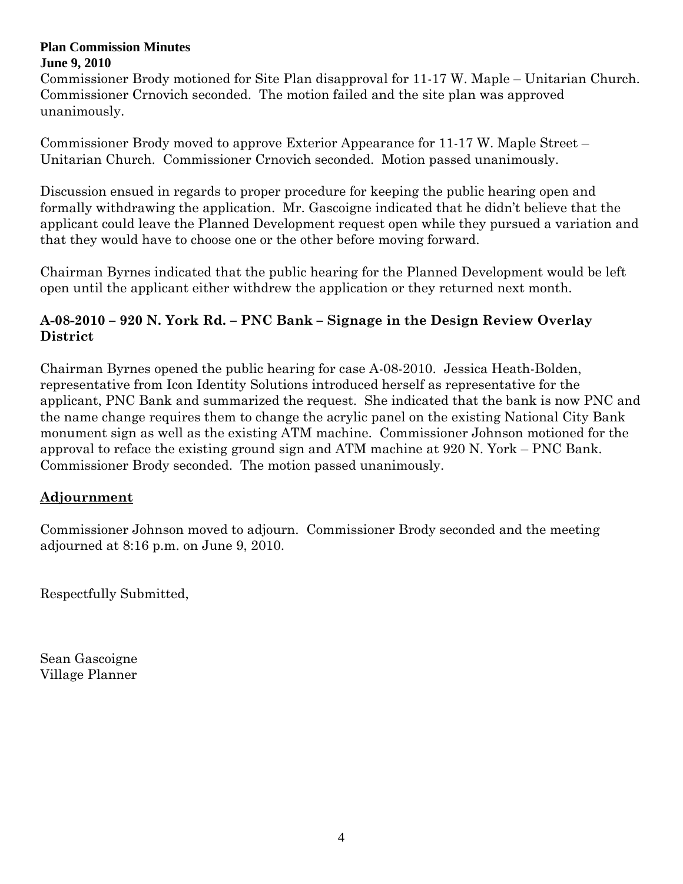Commissioner Brody motioned for Site Plan disapproval for 11-17 W. Maple – Unitarian Church. Commissioner Crnovich seconded. The motion failed and the site plan was approved unanimously.

Commissioner Brody moved to approve Exterior Appearance for 11-17 W. Maple Street – Unitarian Church. Commissioner Crnovich seconded. Motion passed unanimously.

Discussion ensued in regards to proper procedure for keeping the public hearing open and formally withdrawing the application. Mr. Gascoigne indicated that he didn't believe that the applicant could leave the Planned Development request open while they pursued a variation and that they would have to choose one or the other before moving forward.

Chairman Byrnes indicated that the public hearing for the Planned Development would be left open until the applicant either withdrew the application or they returned next month.

### A-08-2010 – 920 N. York Rd. – PNC Bank – Signage in the Design Review Overlay District

Chairman Byrnes opened the public hearing for case A-08-2010. Jessica Heath-Bolden, representative from Icon Identity Solutions introduced herself as representative for the applicant, PNC Bank and summarized the request. She indicated that the bank is now PNC and the name change requires them to change the acrylic panel on the existing National City Bank monument sign as well as the existing ATM machine. Commissioner Johnson motioned for the approval to reface the existing ground sign and ATM machine at 920 N. York – PNC Bank. Commissioner Brody seconded. The motion passed unanimously.

## Adjournment

Commissioner Johnson moved to adjourn. Commissioner Brody seconded and the meeting adjourned at 8:16 p.m. on June 9, 2010.

Respectfully Submitted,

Sean Gascoigne
Village Planner